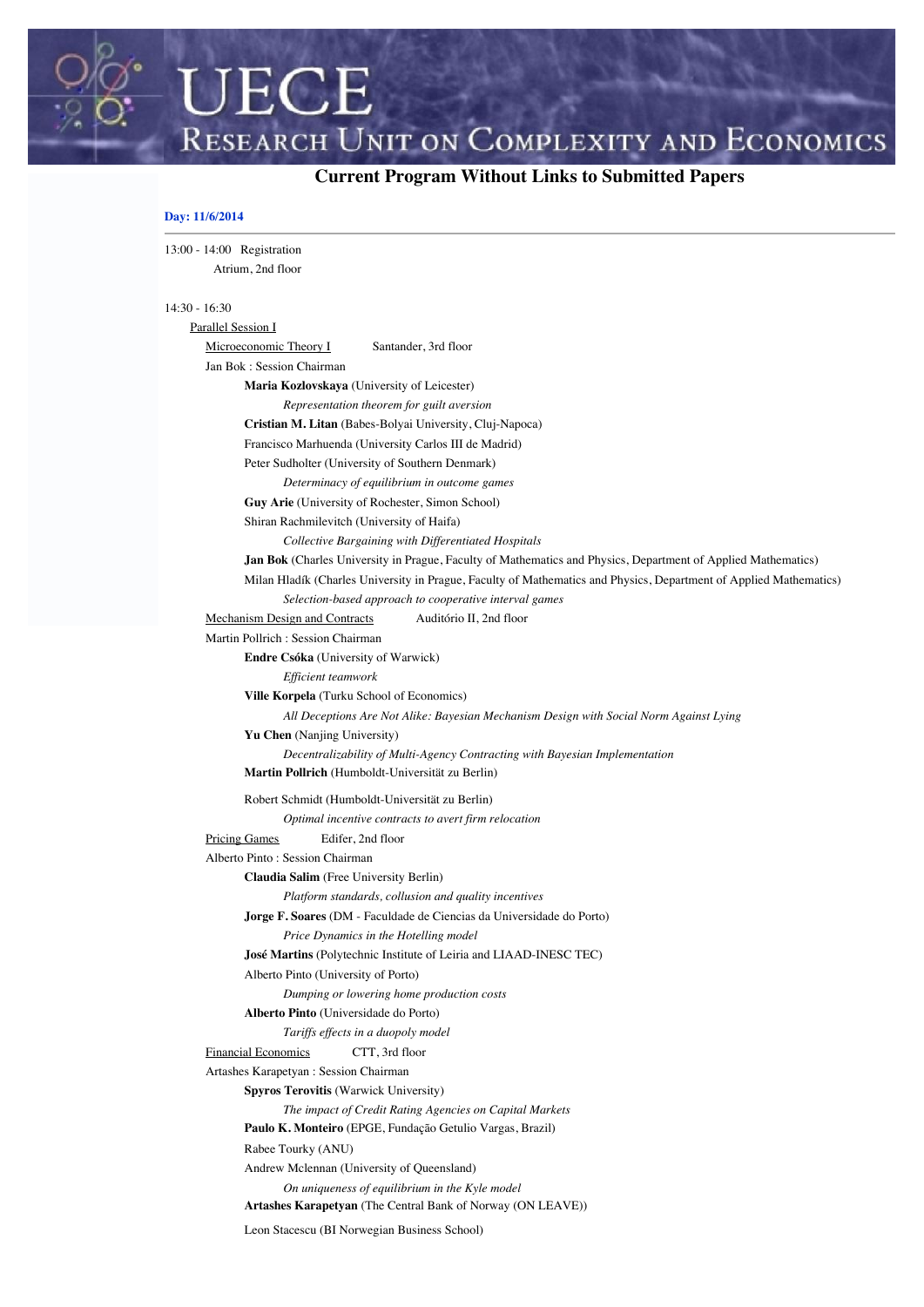# UECE

## Research Unit on Complexity and Economics

## Current Program Without Links to Submitted Papers

**Day: 11/6/2014**

13:00 - 14:00 Registration
Atrium, 2nd floor

14:30 - 16:30
Parallel Session I

Microeconomic Theory I — Santander, 3rd floor
Jan Bok : Session Chairman

**Maria Kozlovskaya** (University of Leicester)
*Representation theorem for guilt aversion*

**Cristian M. Litan** (Babes-Bolyai University, Cluj-Napoca)
Francisco Marhuenda (University Carlos III de Madrid)
Peter Sudholter (University of Southern Denmark)
*Determinacy of equilibrium in outcome games*

**Guy Arie** (University of Rochester, Simon School)
Shiran Rachmilevitch (University of Haifa)
*Collective Bargaining with Differentiated Hospitals*

**Jan Bok** (Charles University in Prague, Faculty of Mathematics and Physics, Department of Applied Mathematics)
Milan Hladík (Charles University in Prague, Faculty of Mathematics and Physics, Department of Applied Mathematics)
*Selection-based approach to cooperative interval games*

Mechanism Design and Contracts — Auditório II, 2nd floor
Martin Pollrich : Session Chairman

**Endre Csóka** (University of Warwick)
*Efficient teamwork*

**Ville Korpela** (Turku School of Economics)
*All Deceptions Are Not Alike: Bayesian Mechanism Design with Social Norm Against Lying*

**Yu Chen** (Nanjing University)
*Decentralizability of Multi-Agency Contracting with Bayesian Implementation*

**Martin Pollrich** (Humboldt-Universität zu Berlin)
Robert Schmidt (Humboldt-Universität zu Berlin)
*Optimal incentive contracts to avert firm relocation*

Pricing Games — Edifer, 2nd floor
Alberto Pinto : Session Chairman

**Claudia Salim** (Free University Berlin)
*Platform standards, collusion and quality incentives*

**Jorge F. Soares** (DM - Faculdade de Ciencias da Universidade do Porto)
*Price Dynamics in the Hotelling model*

**José Martins** (Polytechnic Institute of Leiria and LIAAD-INESC TEC)
Alberto Pinto (University of Porto)
*Dumping or lowering home production costs*

**Alberto Pinto** (Universidade do Porto)
*Tariffs effects in a duopoly model*

Financial Economics — CTT, 3rd floor
Artashes Karapetyan : Session Chairman

**Spyros Terovitis** (Warwick University)
*The impact of Credit Rating Agencies on Capital Markets*

**Paulo K. Monteiro** (EPGE, Fundação Getulio Vargas, Brazil)
Rabee Tourky (ANU)
Andrew Mclennan (University of Queensland)
*On uniqueness of equilibrium in the Kyle model*

**Artashes Karapetyan** (The Central Bank of Norway (ON LEAVE))
Leon Stacescu (BI Norwegian Business School)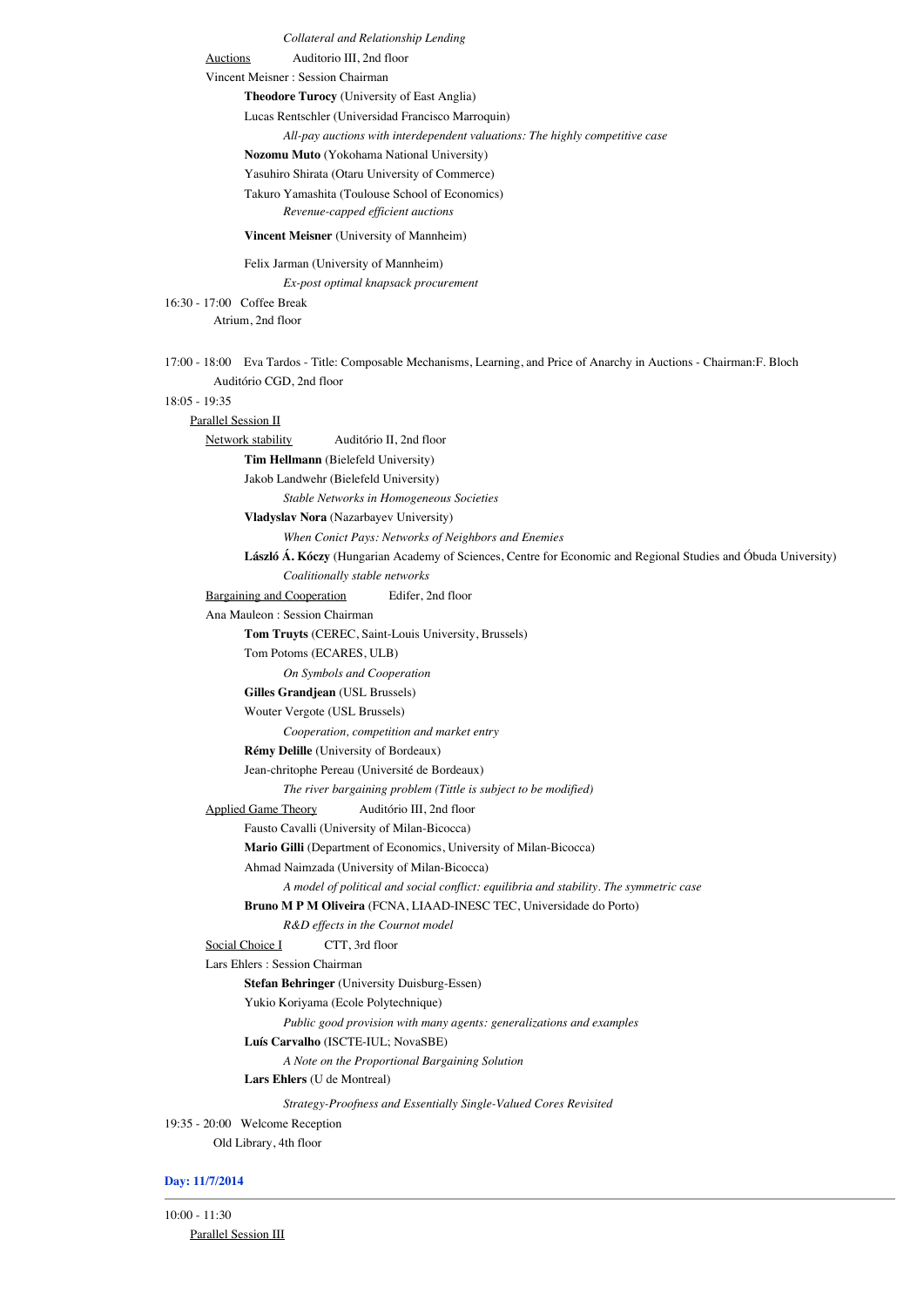*Collateral and Relationship Lending*

Auctions Auditorio III, 2nd floor

Vincent Meisner : Session Chairman

**Theodore Turocy** (University of East Anglia)

Lucas Rentschler (Universidad Francisco Marroquin)

*All-pay auctions with interdependent valuations: The highly competitive case*

**Nozomu Muto** (Yokohama National University)

Yasuhiro Shirata (Otaru University of Commerce)

Takuro Yamashita (Toulouse School of Economics)

*Revenue-capped efficient auctions*

**Vincent Meisner** (University of Mannheim)

Felix Jarman (University of Mannheim)

*Ex-post optimal knapsack procurement*

16:30 - 17:00 Coffee Break

Atrium, 2nd floor

17:00 - 18:00 Eva Tardos - Title: Composable Mechanisms, Learning, and Price of Anarchy in Auctions - Chairman:F. Bloch

Auditório CGD, 2nd floor

18:05 - 19:35

Parallel Session II

Network stability Auditório II, 2nd floor

**Tim Hellmann** (Bielefeld University)

Jakob Landwehr (Bielefeld University)

*Stable Networks in Homogeneous Societies*

**Vladyslav Nora** (Nazarbayev University)

*When Conict Pays: Networks of Neighbors and Enemies*

**László Á. Kóczy** (Hungarian Academy of Sciences, Centre for Economic and Regional Studies and Óbuda University)

*Coalitionally stable networks*

Bargaining and Cooperation Edifer, 2nd floor

Ana Mauleon : Session Chairman

**Tom Truyts** (CEREC, Saint-Louis University, Brussels)

Tom Potoms (ECARES, ULB)

*On Symbols and Cooperation*

**Gilles Grandjean** (USL Brussels)

Wouter Vergote (USL Brussels)

*Cooperation, competition and market entry*

**Rémy Delille** (University of Bordeaux)

Jean-chritophe Pereau (Université de Bordeaux)

*The river bargaining problem (Tittle is subject to be modified)*

Applied Game Theory Auditório III, 2nd floor

Fausto Cavalli (University of Milan-Bicocca)

**Mario Gilli** (Department of Economics, University of Milan-Bicocca)

Ahmad Naimzada (University of Milan-Bicocca)

*A model of political and social conflict: equilibria and stability. The symmetric case*

**Bruno M P M Oliveira** (FCNA, LIAAD-INESC TEC, Universidade do Porto)

*R&D effects in the Cournot model*

Social Choice I CTT, 3rd floor

Lars Ehlers : Session Chairman

**Stefan Behringer** (University Duisburg-Essen)

Yukio Koriyama (Ecole Polytechnique)

*Public good provision with many agents: generalizations and examples*

**Luís Carvalho** (ISCTE-IUL; NovaSBE)

*A Note on the Proportional Bargaining Solution*

**Lars Ehlers** (U de Montreal)

*Strategy-Proofness and Essentially Single-Valued Cores Revisited*

19:35 - 20:00 Welcome Reception

Old Library, 4th floor

**Day: 11/7/2014**

---

10:00 - 11:30

Parallel Session III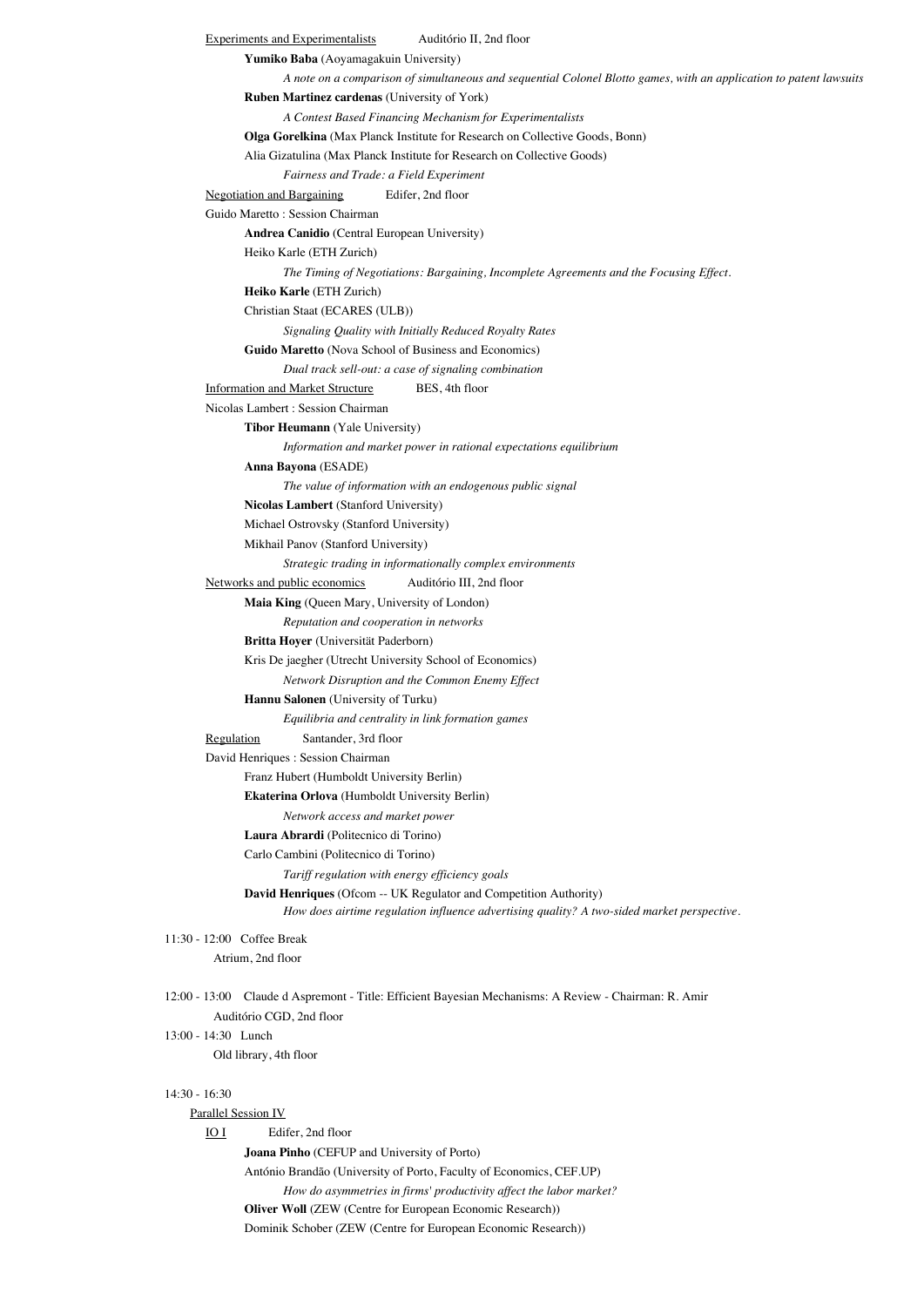Experiments and Experimentalists  Auditório II, 2nd floor

**Yumiko Baba** (Aoyamagakuin University)

*A note on a comparison of simultaneous and sequential Colonel Blotto games, with an application to patent lawsuits*

**Ruben Martinez cardenas** (University of York)

*A Contest Based Financing Mechanism for Experimentalists*

**Olga Gorelkina** (Max Planck Institute for Research on Collective Goods, Bonn)

Alia Gizatulina (Max Planck Institute for Research on Collective Goods)

*Fairness and Trade: a Field Experiment*

Negotiation and Bargaining  Edifer, 2nd floor

Guido Maretto : Session Chairman

**Andrea Canidio** (Central European University)

Heiko Karle (ETH Zurich)

*The Timing of Negotiations: Bargaining, Incomplete Agreements and the Focusing Effect.*

**Heiko Karle** (ETH Zurich)

Christian Staat (ECARES (ULB))

*Signaling Quality with Initially Reduced Royalty Rates*

**Guido Maretto** (Nova School of Business and Economics)

*Dual track sell-out: a case of signaling combination*

Information and Market Structure  BES, 4th floor

Nicolas Lambert : Session Chairman

**Tibor Heumann** (Yale University)

*Information and market power in rational expectations equilibrium*

**Anna Bayona** (ESADE)

*The value of information with an endogenous public signal*

**Nicolas Lambert** (Stanford University)

Michael Ostrovsky (Stanford University)

Mikhail Panov (Stanford University)

*Strategic trading in informationally complex environments*

Networks and public economics  Auditório III, 2nd floor

**Maia King** (Queen Mary, University of London)

*Reputation and cooperation in networks*

**Britta Hoyer** (Universität Paderborn)

Kris De jaegher (Utrecht University School of Economics)

*Network Disruption and the Common Enemy Effect*

**Hannu Salonen** (University of Turku)

*Equilibria and centrality in link formation games*

Regulation  Santander, 3rd floor

David Henriques : Session Chairman

Franz Hubert (Humboldt University Berlin)

**Ekaterina Orlova** (Humboldt University Berlin)

*Network access and market power*

**Laura Abrardi** (Politecnico di Torino)

Carlo Cambini (Politecnico di Torino)

*Tariff regulation with energy efficiency goals*

**David Henriques** (Ofcom -- UK Regulator and Competition Authority)

*How does airtime regulation influence advertising quality? A two-sided market perspective.*

11:30 - 12:00 Coffee Break

Atrium, 2nd floor

12:00 - 13:00 Claude d Aspremont - Title: Efficient Bayesian Mechanisms: A Review - Chairman: R. Amir

Auditório CGD, 2nd floor

13:00 - 14:30 Lunch

Old library, 4th floor

14:30 - 16:30

Parallel Session IV

IO I  Edifer, 2nd floor

**Joana Pinho** (CEFUP and University of Porto)

António Brandão (University of Porto, Faculty of Economics, CEF.UP)

*How do asymmetries in firms' productivity affect the labor market?*

**Oliver Woll** (ZEW (Centre for European Economic Research))

Dominik Schober (ZEW (Centre for European Economic Research))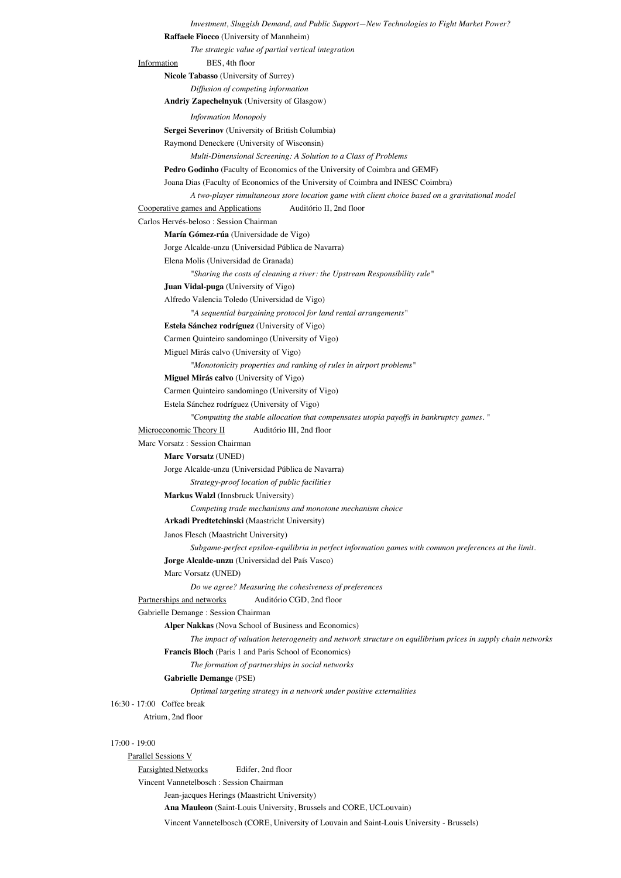*Investment, Sluggish Demand, and Public Support—New Technologies to Fight Market Power?*

**Raffaele Fiocco** (University of Mannheim)

*The strategic value of partial vertical integration*

Information BES, 4th floor

**Nicole Tabasso** (University of Surrey)

*Diffusion of competing information*

**Andriy Zapechelnyuk** (University of Glasgow)

*Information Monopoly*

**Sergei Severinov** (University of British Columbia)

Raymond Deneckere (University of Wisconsin)

*Multi-Dimensional Screening: A Solution to a Class of Problems*

**Pedro Godinho** (Faculty of Economics of the University of Coimbra and GEMF)

Joana Dias (Faculty of Economics of the University of Coimbra and INESC Coimbra)

*A two-player simultaneous store location game with client choice based on a gravitational model*

Cooperative games and Applications Auditório II, 2nd floor

Carlos Hervés-beloso : Session Chairman

**María Gómez-rúa** (Universidade de Vigo)

Jorge Alcalde-unzu (Universidad Pública de Navarra)

Elena Molis (Universidad de Granada)

*"Sharing the costs of cleaning a river: the Upstream Responsibility rule"*

**Juan Vidal-puga** (University of Vigo)

Alfredo Valencia Toledo (Universidad de Vigo)

*"A sequential bargaining protocol for land rental arrangements"*

**Estela Sánchez rodríguez** (University of Vigo)

Carmen Quinteiro sandomingo (University of Vigo)

Miguel Mirás calvo (University of Vigo)

*"Monotonicity properties and ranking of rules in airport problems"*

**Miguel Mirás calvo** (University of Vigo)

Carmen Quinteiro sandomingo (University of Vigo)

Estela Sánchez rodríguez (University of Vigo)

*"Computing the stable allocation that compensates utopia payoffs in bankruptcy games. "*

Microeconomic Theory II Auditório III, 2nd floor

Marc Vorsatz : Session Chairman

**Marc Vorsatz** (UNED)

Jorge Alcalde-unzu (Universidad Pública de Navarra)

*Strategy-proof location of public facilities*

**Markus Walzl** (Innsbruck University)

*Competing trade mechanisms and monotone mechanism choice*

**Arkadi Predtetchinski** (Maastricht University)

Janos Flesch (Maastricht University)

*Subgame-perfect epsilon-equilibria in perfect information games with common preferences at the limit.*

**Jorge Alcalde-unzu** (Universidad del País Vasco)

Marc Vorsatz (UNED)

*Do we agree? Measuring the cohesiveness of preferences*

Partnerships and networks Auditório CGD, 2nd floor

Gabrielle Demange : Session Chairman

**Alper Nakkas** (Nova School of Business and Economics)

*The impact of valuation heterogeneity and network structure on equilibrium prices in supply chain networks*

**Francis Bloch** (Paris 1 and Paris School of Economics)

*The formation of partnerships in social networks*

**Gabrielle Demange** (PSE)

*Optimal targeting strategy in a network under positive externalities*

16:30 - 17:00 Coffee break

Atrium, 2nd floor

17:00 - 19:00

Parallel Sessions V

Farsighted Networks Edifer, 2nd floor

Vincent Vannetelbosch : Session Chairman

Jean-jacques Herings (Maastricht University)

**Ana Mauleon** (Saint-Louis University, Brussels and CORE, UCLouvain)

Vincent Vannetelbosch (CORE, University of Louvain and Saint-Louis University - Brussels)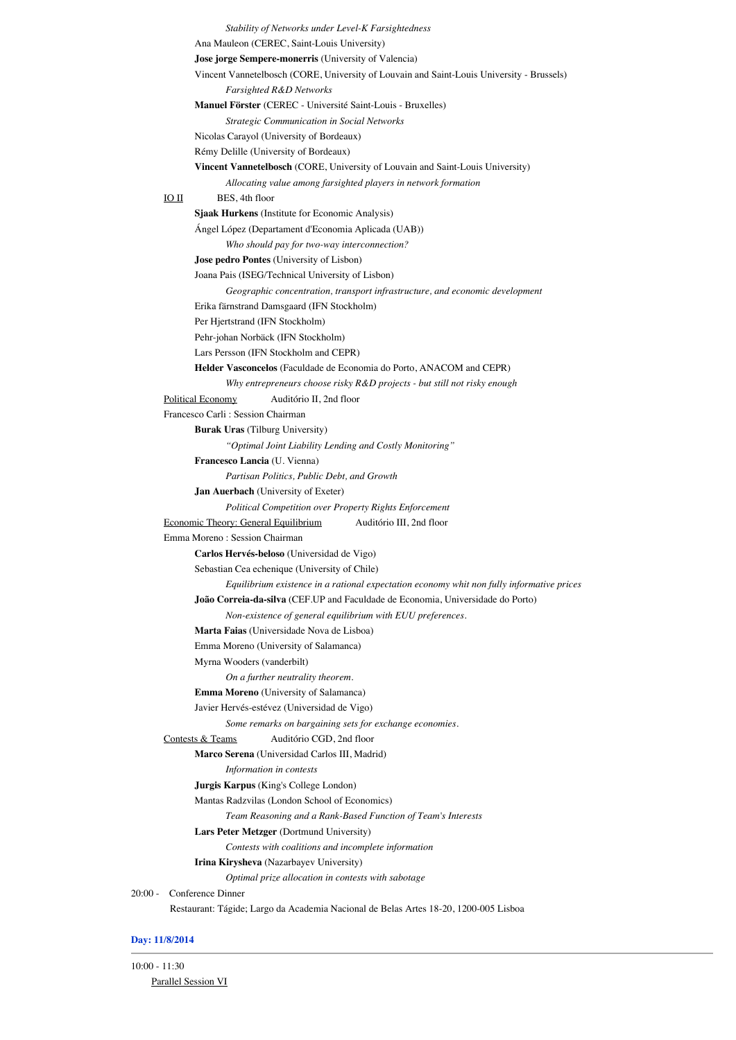*Stability of Networks under Level-K Farsightedness*

Ana Mauleon (CEREC, Saint-Louis University)

**Jose jorge Sempere-monerris** (University of Valencia)

Vincent Vannetelbosch (CORE, University of Louvain and Saint-Louis University - Brussels)

*Farsighted R&D Networks*

**Manuel Förster** (CEREC - Université Saint-Louis - Bruxelles)

*Strategic Communication in Social Networks*

Nicolas Carayol (University of Bordeaux)

Rémy Delille (University of Bordeaux)

**Vincent Vannetelbosch** (CORE, University of Louvain and Saint-Louis University)

*Allocating value among farsighted players in network formation*

IO II BES, 4th floor

**Sjaak Hurkens** (Institute for Economic Analysis)

Ángel López (Departament d'Economia Aplicada (UAB))

*Who should pay for two-way interconnection?*

**Jose pedro Pontes** (University of Lisbon)

Joana Pais (ISEG/Technical University of Lisbon)

*Geographic concentration, transport infrastructure, and economic development*

Erika färnstrand Damsgaard (IFN Stockholm)

Per Hjertstrand (IFN Stockholm)

Pehr-johan Norbäck (IFN Stockholm)

Lars Persson (IFN Stockholm and CEPR)

**Helder Vasconcelos** (Faculdade de Economia do Porto, ANACOM and CEPR)

*Why entrepreneurs choose risky R&D projects - but still not risky enough*

Political Economy Auditório II, 2nd floor

Francesco Carli : Session Chairman

**Burak Uras** (Tilburg University)

*"Optimal Joint Liability Lending and Costly Monitoring"*

**Francesco Lancia** (U. Vienna)

*Partisan Politics, Public Debt, and Growth*

**Jan Auerbach** (University of Exeter)

*Political Competition over Property Rights Enforcement*

Economic Theory: General Equilibrium Auditório III, 2nd floor

Emma Moreno : Session Chairman

**Carlos Hervés-beloso** (Universidad de Vigo)

Sebastian Cea echenique (University of Chile)

*Equilibrium existence in a rational expectation economy whit non fully informative prices*

**João Correia-da-silva** (CEF.UP and Faculdade de Economia, Universidade do Porto)

*Non-existence of general equilibrium with EUU preferences.*

**Marta Faias** (Universidade Nova de Lisboa)

Emma Moreno (University of Salamanca)

Myrna Wooders (vanderbilt)

*On a further neutrality theorem.*

**Emma Moreno** (University of Salamanca)

Javier Hervés-estévez (Universidad de Vigo)

*Some remarks on bargaining sets for exchange economies.*

Contests & Teams Auditório CGD, 2nd floor

**Marco Serena** (Universidad Carlos III, Madrid)

*Information in contests*

**Jurgis Karpus** (King's College London)

Mantas Radzvilas (London School of Economics)

*Team Reasoning and a Rank-Based Function of Team's Interests*

**Lars Peter Metzger** (Dortmund University)

*Contests with coalitions and incomplete information*

**Irina Kirysheva** (Nazarbayev University)

*Optimal prize allocation in contests with sabotage*

20:00 - Conference Dinner

Restaurant: Tágide; Largo da Academia Nacional de Belas Artes 18-20, 1200-005 Lisboa

**Day: 11/8/2014**

10:00 - 11:30

Parallel Session VI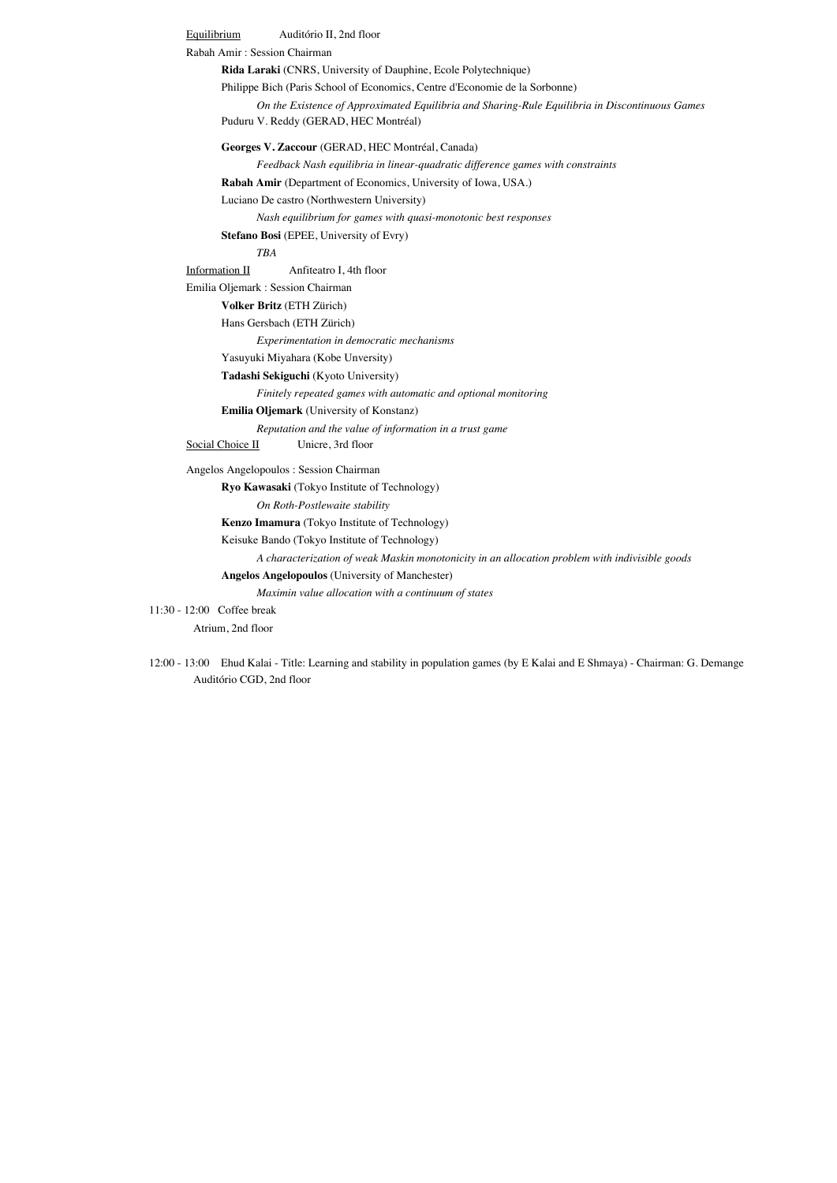Equilibrium Auditório II, 2nd floor

Rabah Amir : Session Chairman

**Rida Laraki** (CNRS, University of Dauphine, Ecole Polytechnique)

Philippe Bich (Paris School of Economics, Centre d'Economie de la Sorbonne)

*On the Existence of Approximated Equilibria and Sharing-Rule Equilibria in Discontinuous Games*

Puduru V. Reddy (GERAD, HEC Montréal)

**Georges V. Zaccour** (GERAD, HEC Montréal, Canada)

*Feedback Nash equilibria in linear-quadratic difference games with constraints*

**Rabah Amir** (Department of Economics, University of Iowa, USA.)

Luciano De castro (Northwestern University)

*Nash equilibrium for games with quasi-monotonic best responses*

**Stefano Bosi** (EPEE, University of Evry)

*TBA*

Information II Anfiteatro I, 4th floor

Emilia Oljemark : Session Chairman

**Volker Britz** (ETH Zürich)

Hans Gersbach (ETH Zürich)

*Experimentation in democratic mechanisms*

Yasuyuki Miyahara (Kobe Unversity)

**Tadashi Sekiguchi** (Kyoto University)

*Finitely repeated games with automatic and optional monitoring*

**Emilia Oljemark** (University of Konstanz)

*Reputation and the value of information in a trust game*

Social Choice II Unicre, 3rd floor

Angelos Angelopoulos : Session Chairman

**Ryo Kawasaki** (Tokyo Institute of Technology)

*On Roth-Postlewaite stability*

**Kenzo Imamura** (Tokyo Institute of Technology)

Keisuke Bando (Tokyo Institute of Technology)

*A characterization of weak Maskin monotonicity in an allocation problem with indivisible goods*

**Angelos Angelopoulos** (University of Manchester)

*Maximin value allocation with a continuum of states*

11:30 - 12:00 Coffee break

Atrium, 2nd floor

12:00 - 13:00 Ehud Kalai - Title: Learning and stability in population games (by E Kalai and E Shmaya) - Chairman: G. Demange

Auditório CGD, 2nd floor